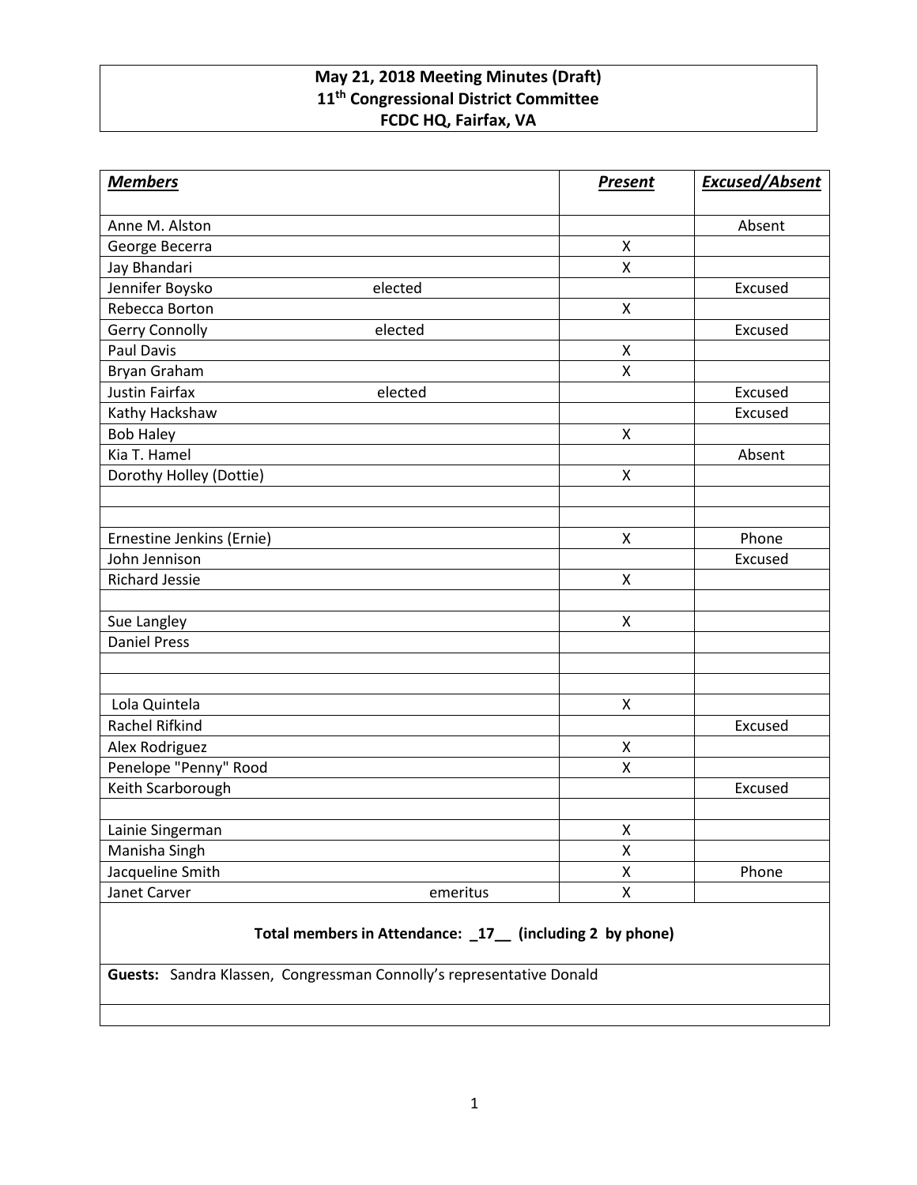**May 21, 2018 Meeting Minutes (Draft)**
**11th Congressional District Committee**
**FCDC HQ, Fairfax, VA**

| ***Members*** | | ***Present*** | ***Excused/Absent*** |
|---|---|---|---|
| Anne M. Alston | | | Absent |
| George Becerra | | X | |
| Jay Bhandari | | X | |
| Jennifer Boysko | elected | | Excused |
| Rebecca Borton | | X | |
| Gerry Connolly | elected | | Excused |
| Paul Davis | | X | |
| Bryan Graham | | X | |
| Justin Fairfax | elected | | Excused |
| Kathy Hackshaw | | | Excused |
| Bob Haley | | X | |
| Kia T. Hamel | | | Absent |
| Dorothy Holley (Dottie) | | X | |
| | | | |
| | | | |
| Ernestine Jenkins (Ernie) | | X | Phone |
| John Jennison | | | Excused |
| Richard Jessie | | X | |
| | | | |
| Sue Langley | | X | |
| Daniel Press | | | |
| | | | |
| | | | |
| Lola Quintela | | X | |
| Rachel Rifkind | | | Excused |
| Alex Rodriguez | | X | |
| Penelope "Penny" Rood | | X | |
| Keith Scarborough | | | Excused |
| | | | |
| Lainie Singerman | | X | |
| Manisha Singh | | X | |
| Jacqueline Smith | | X | Phone |
| Janet Carver | emeritus | X | |

**Total members in Attendance: _17__ (including 2 by phone)**

**Guests:** Sandra Klassen, Congressman Connolly's representative Donald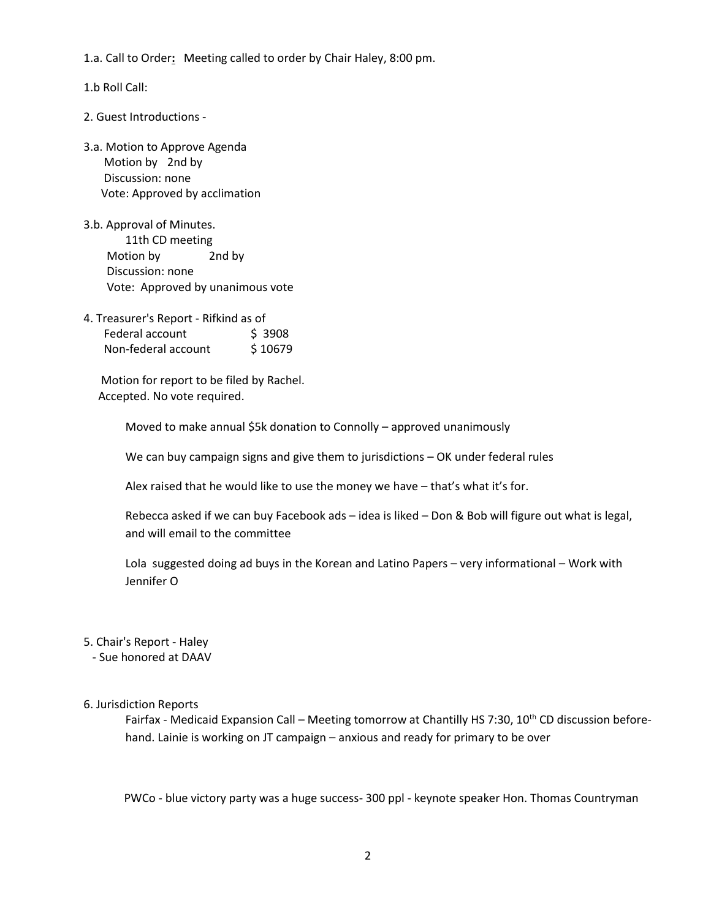1.a. Call to Order**:** Meeting called to order by Chair Haley, 8:00 pm.

1.b Roll Call:

2. Guest Introductions -

3.a. Motion to Approve Agenda
   Motion by   2nd by
   Discussion: none
   Vote: Approved by acclimation

3.b. Approval of Minutes.
   11th CD meeting
   Motion by   2nd by
   Discussion: none
   Vote: Approved by unanimous vote

4. Treasurer's Report - Rifkind as of

| | |
|---|---|
| Federal account | $ 3908 |
| Non-federal account | $ 10679 |

Motion for report to be filed by Rachel.
Accepted. No vote required.

Moved to make annual $5k donation to Connolly – approved unanimously

We can buy campaign signs and give them to jurisdictions – OK under federal rules

Alex raised that he would like to use the money we have – that's what it's for.

Rebecca asked if we can buy Facebook ads – idea is liked – Don & Bob will figure out what is legal, and will email to the committee

Lola suggested doing ad buys in the Korean and Latino Papers – very informational – Work with Jennifer O

5. Chair's Report - Haley
   - Sue honored at DAAV

6. Jurisdiction Reports

Fairfax - Medicaid Expansion Call – Meeting tomorrow at Chantilly HS 7:30, 10th CD discussion beforehand. Lainie is working on JT campaign – anxious and ready for primary to be over

PWCo - blue victory party was a huge success- 300 ppl - keynote speaker Hon. Thomas Countryman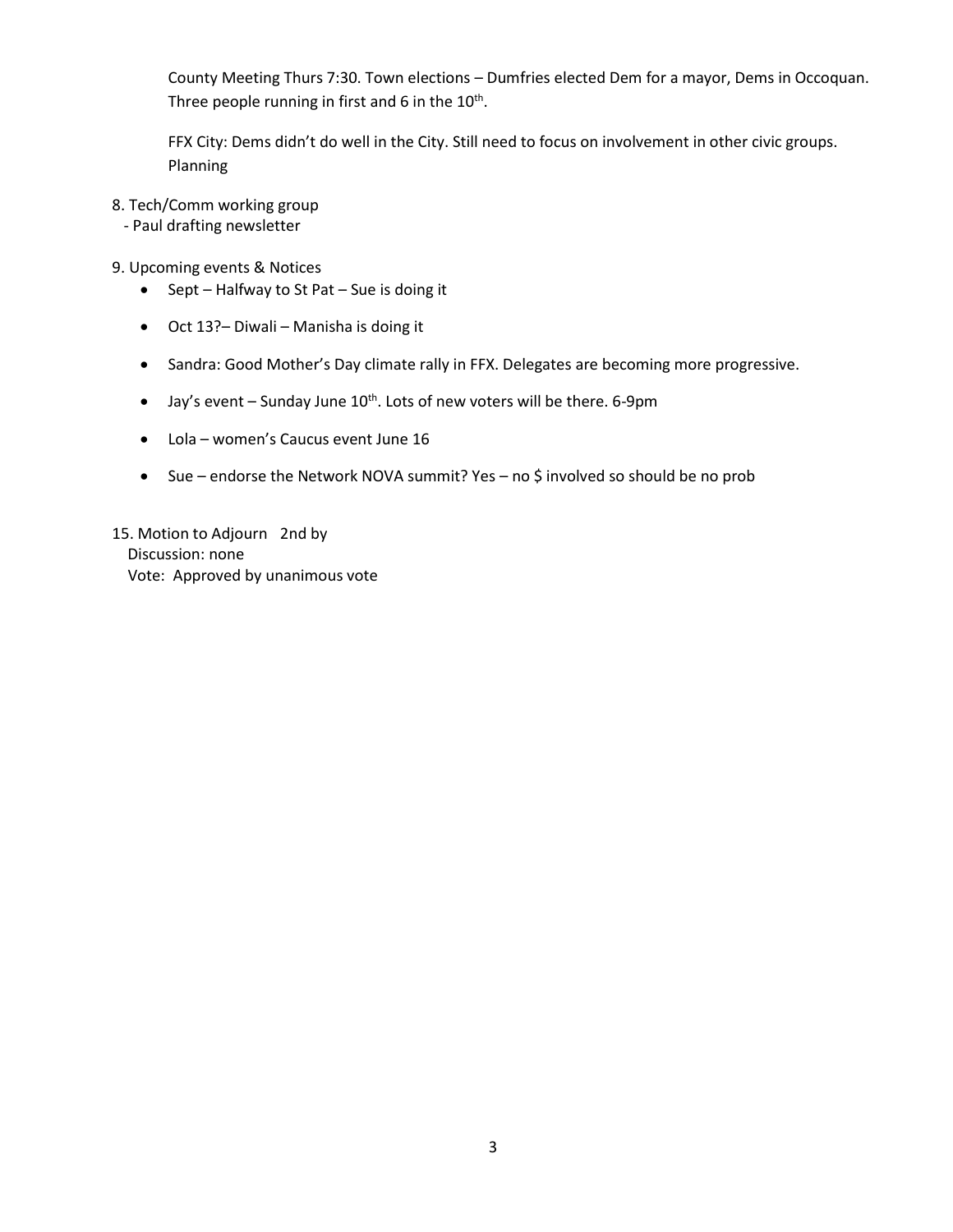County Meeting Thurs 7:30. Town elections – Dumfries elected Dem for a mayor, Dems in Occoquan. Three people running in first and 6 in the 10th.

FFX City: Dems didn't do well in the City. Still need to focus on involvement in other civic groups. Planning

8. Tech/Comm working group
   - Paul drafting newsletter

9. Upcoming events & Notices
   - Sept – Halfway to St Pat – Sue is doing it
   - Oct 13?– Diwali – Manisha is doing it
   - Sandra: Good Mother's Day climate rally in FFX. Delegates are becoming more progressive.
   - Jay's event – Sunday June 10th. Lots of new voters will be there. 6-9pm
   - Lola – women's Caucus event June 16
   - Sue – endorse the Network NOVA summit? Yes – no $ involved so should be no prob

15. Motion to Adjourn   2nd by
    Discussion: none
    Vote:  Approved by unanimous vote